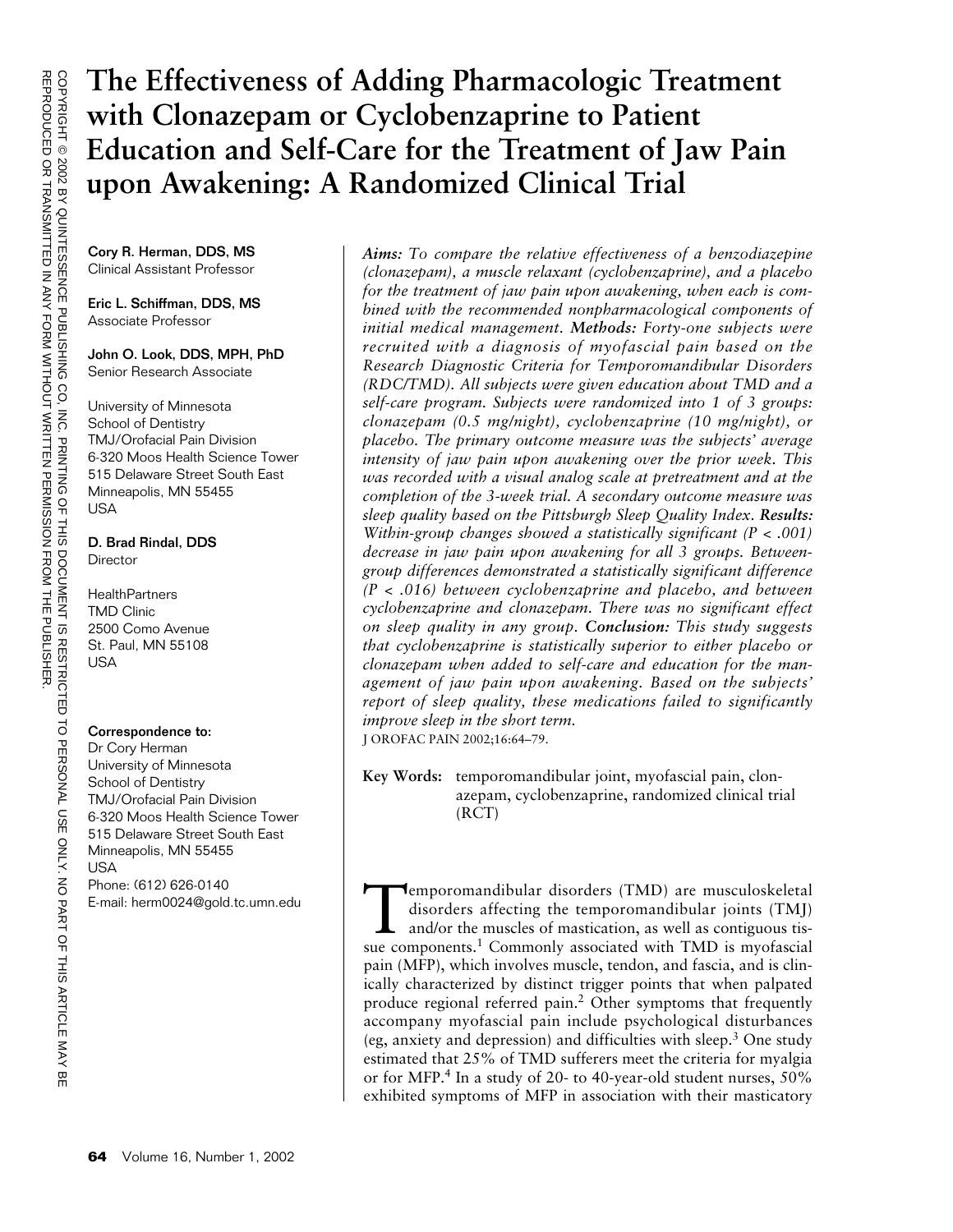# The Effectiveness of Adding Pharmacologic Treatment with Clonazepam or Cyclobenzaprine to Patient Education and Self-Care for the Treatment of Jaw Pain upon Awakening: A Randomized Clinical Trial

**Cory R. Herman, DDS, MS**
Clinical Assistant Professor

**Eric L. Schiffman, DDS, MS**
Associate Professor

**John O. Look, DDS, MPH, PhD**
Senior Research Associate

University of Minnesota
School of Dentistry
TMJ/Orofacial Pain Division
6-320 Moos Health Science Tower
515 Delaware Street South East
Minneapolis, MN 55455
USA

**D. Brad Rindal, DDS**
Director

HealthPartners
TMD Clinic
2500 Como Avenue
St. Paul, MN 55108
USA

**Correspondence to:**
Dr Cory Herman
University of Minnesota
School of Dentistry
TMJ/Orofacial Pain Division
6-320 Moos Health Science Tower
515 Delaware Street South East
Minneapolis, MN 55455
USA
Phone: (612) 626-0140
E-mail: herm0024@gold.tc.umn.edu

***Aims:*** *To compare the relative effectiveness of a benzodiazepine (clonazepam), a muscle relaxant (cyclobenzaprine), and a placebo for the treatment of jaw pain upon awakening, when each is combined with the recommended nonpharmacological components of initial medical management.* ***Methods:*** *Forty-one subjects were recruited with a diagnosis of myofascial pain based on the Research Diagnostic Criteria for Temporomandibular Disorders (RDC/TMD). All subjects were given education about TMD and a self-care program. Subjects were randomized into 1 of 3 groups: clonazepam (0.5 mg/night), cyclobenzaprine (10 mg/night), or placebo. The primary outcome measure was the subjects' average intensity of jaw pain upon awakening over the prior week. This was recorded with a visual analog scale at pretreatment and at the completion of the 3-week trial. A secondary outcome measure was sleep quality based on the Pittsburgh Sleep Quality Index.* ***Results:*** *Within-group changes showed a statistically significant ($P < .001$) decrease in jaw pain upon awakening for all 3 groups. Between-group differences demonstrated a statistically significant difference ($P < .016$) between cyclobenzaprine and placebo, and between cyclobenzaprine and clonazepam. There was no significant effect on sleep quality in any group.* ***Conclusion:*** *This study suggests that cyclobenzaprine is statistically superior to either placebo or clonazepam when added to self-care and education for the management of jaw pain upon awakening. Based on the subjects' report of sleep quality, these medications failed to significantly improve sleep in the short term.*

J OROFAC PAIN 2002;16:64–79.

**Key Words:** temporomandibular joint, myofascial pain, clonazepam, cyclobenzaprine, randomized clinical trial (RCT)

Temporomandibular disorders (TMD) are musculoskeletal disorders affecting the temporomandibular joints (TMJ) and/or the muscles of mastication, as well as contiguous tissue components.[1] Commonly associated with TMD is myofascial pain (MFP), which involves muscle, tendon, and fascia, and is clinically characterized by distinct trigger points that when palpated produce regional referred pain.[2] Other symptoms that frequently accompany myofascial pain include psychological disturbances (eg, anxiety and depression) and difficulties with sleep.[3] One study estimated that 25% of TMD sufferers meet the criteria for myalgia or for MFP.[4] In a study of 20- to 40-year-old student nurses, 50% exhibited symptoms of MFP in association with their masticatory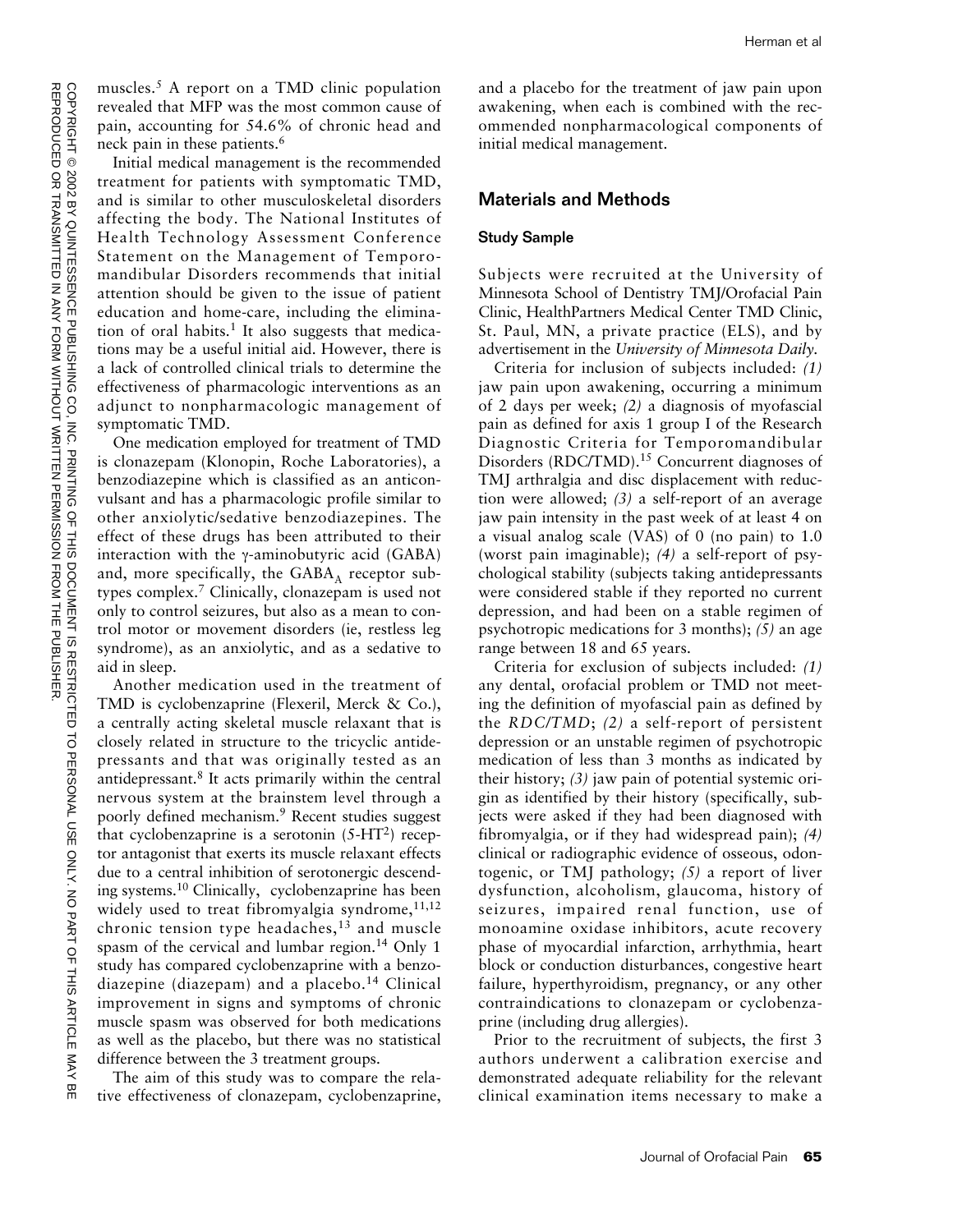muscles.[5] A report on a TMD clinic population revealed that MFP was the most common cause of pain, accounting for 54.6% of chronic head and neck pain in these patients.[6]

Initial medical management is the recommended treatment for patients with symptomatic TMD, and is similar to other musculoskeletal disorders affecting the body. The National Institutes of Health Technology Assessment Conference Statement on the Management of Temporomandibular Disorders recommends that initial attention should be given to the issue of patient education and home-care, including the elimination of oral habits.[1] It also suggests that medications may be a useful initial aid. However, there is a lack of controlled clinical trials to determine the effectiveness of pharmacologic interventions as an adjunct to nonpharmacologic management of symptomatic TMD.

One medication employed for treatment of TMD is clonazepam (Klonopin, Roche Laboratories), a benzodiazepine which is classified as an anticonvulsant and has a pharmacologic profile similar to other anxiolytic/sedative benzodiazepines. The effect of these drugs has been attributed to their interaction with the γ-aminobutyric acid (GABA) and, more specifically, the $GABA_A$ receptor subtypes complex.[7] Clinically, clonazepam is used not only to control seizures, but also as a mean to control motor or movement disorders (ie, restless leg syndrome), as an anxiolytic, and as a sedative to aid in sleep.

Another medication used in the treatment of TMD is cyclobenzaprine (Flexeril, Merck & Co.), a centrally acting skeletal muscle relaxant that is closely related in structure to the tricyclic antidepressants and that was originally tested as an antidepressant.[8] It acts primarily within the central nervous system at the brainstem level through a poorly defined mechanism.[9] Recent studies suggest that cyclobenzaprine is a serotonin ($5\text{-HT}^2$) receptor antagonist that exerts its muscle relaxant effects due to a central inhibition of serotonergic descending systems.[10] Clinically, cyclobenzaprine has been widely used to treat fibromyalgia syndrome,[11,12] chronic tension type headaches,[13] and muscle spasm of the cervical and lumbar region.[14] Only 1 study has compared cyclobenzaprine with a benzodiazepine (diazepam) and a placebo.[14] Clinical improvement in signs and symptoms of chronic muscle spasm was observed for both medications as well as the placebo, but there was no statistical difference between the 3 treatment groups.

The aim of this study was to compare the relative effectiveness of clonazepam, cyclobenzaprine, and a placebo for the treatment of jaw pain upon awakening, when each is combined with the recommended nonpharmacological components of initial medical management.

## Materials and Methods

### Study Sample

Subjects were recruited at the University of Minnesota School of Dentistry TMJ/Orofacial Pain Clinic, HealthPartners Medical Center TMD Clinic, St. Paul, MN, a private practice (ELS), and by advertisement in the *University of Minnesota Daily*.

Criteria for inclusion of subjects included: *(1)* jaw pain upon awakening, occurring a minimum of 2 days per week; *(2)* a diagnosis of myofascial pain as defined for axis 1 group I of the Research Diagnostic Criteria for Temporomandibular Disorders (RDC/TMD).[15] Concurrent diagnoses of TMJ arthralgia and disc displacement with reduction were allowed; *(3)* a self-report of an average jaw pain intensity in the past week of at least 4 on a visual analog scale (VAS) of 0 (no pain) to 1.0 (worst pain imaginable); *(4)* a self-report of psychological stability (subjects taking antidepressants were considered stable if they reported no current depression, and had been on a stable regimen of psychotropic medications for 3 months); *(5)* an age range between 18 and 65 years.

Criteria for exclusion of subjects included: *(1)* any dental, orofacial problem or TMD not meeting the definition of myofascial pain as defined by the *RDC/TMD*; *(2)* a self-report of persistent depression or an unstable regimen of psychotropic medication of less than 3 months as indicated by their history; *(3)* jaw pain of potential systemic origin as identified by their history (specifically, subjects were asked if they had been diagnosed with fibromyalgia, or if they had widespread pain); *(4)* clinical or radiographic evidence of osseous, odontogenic, or TMJ pathology; *(5)* a report of liver dysfunction, alcoholism, glaucoma, history of seizures, impaired renal function, use of monoamine oxidase inhibitors, acute recovery phase of myocardial infarction, arrhythmia, heart block or conduction disturbances, congestive heart failure, hyperthyroidism, pregnancy, or any other contraindications to clonazepam or cyclobenzaprine (including drug allergies).

Prior to the recruitment of subjects, the first 3 authors underwent a calibration exercise and demonstrated adequate reliability for the relevant clinical examination items necessary to make a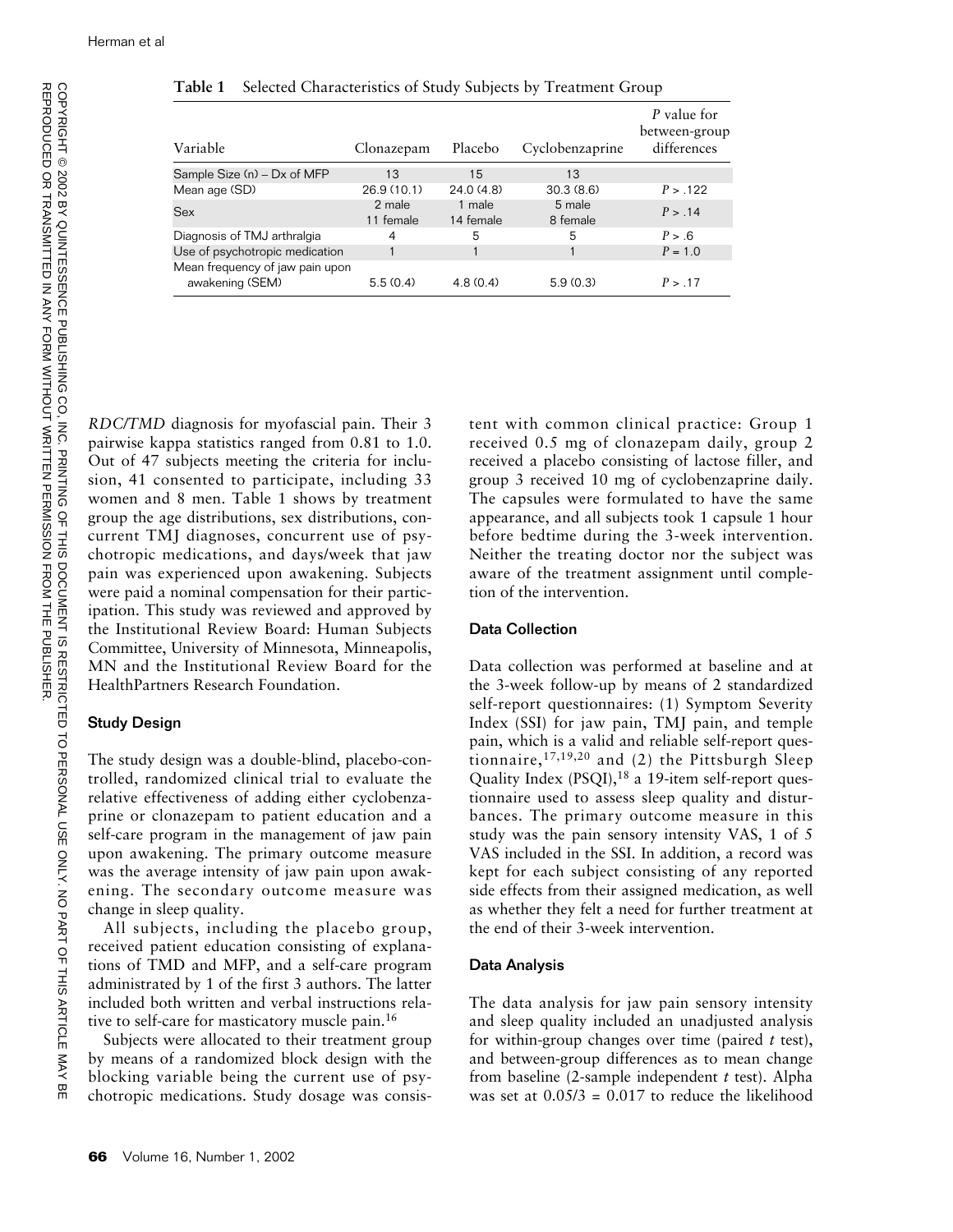**Table 1** Selected Characteristics of Study Subjects by Treatment Group

| Variable | Clonazepam | Placebo | Cyclobenzaprine | *P* value for between-group differences |
|---|---|---|---|---|
| Sample Size (n) – Dx of MFP | 13 | 15 | 13 | |
| Mean age (SD) | 26.9 (10.1) | 24.0 (4.8) | 30.3 (8.6) | $P > .122$ |
| Sex | 2 male 11 female | 1 male 14 female | 5 male 8 female | $P > .14$ |
| Diagnosis of TMJ arthralgia | 4 | 5 | 5 | $P > .6$ |
| Use of psychotropic medication | 1 | 1 | 1 | $P = 1.0$ |
| Mean frequency of jaw pain upon awakening (SEM) | 5.5 (0.4) | 4.8 (0.4) | 5.9 (0.3) | $P > .17$ |

*RDC/TMD* diagnosis for myofascial pain. Their 3 pairwise kappa statistics ranged from 0.81 to 1.0. Out of 47 subjects meeting the criteria for inclusion, 41 consented to participate, including 33 women and 8 men. Table 1 shows by treatment group the age distributions, sex distributions, concurrent TMJ diagnoses, concurrent use of psychotropic medications, and days/week that jaw pain was experienced upon awakening. Subjects were paid a nominal compensation for their participation. This study was reviewed and approved by the Institutional Review Board: Human Subjects Committee, University of Minnesota, Minneapolis, MN and the Institutional Review Board for the HealthPartners Research Foundation.

### Study Design

The study design was a double-blind, placebo-controlled, randomized clinical trial to evaluate the relative effectiveness of adding either cyclobenzaprine or clonazepam to patient education and a self-care program in the management of jaw pain upon awakening. The primary outcome measure was the average intensity of jaw pain upon awakening. The secondary outcome measure was change in sleep quality.

All subjects, including the placebo group, received patient education consisting of explanations of TMD and MFP, and a self-care program administrated by 1 of the first 3 authors. The latter included both written and verbal instructions relative to self-care for masticatory muscle pain.[16]

Subjects were allocated to their treatment group by means of a randomized block design with the blocking variable being the current use of psychotropic medications. Study dosage was consistent with common clinical practice: Group 1 received 0.5 mg of clonazepam daily, group 2 received a placebo consisting of lactose filler, and group 3 received 10 mg of cyclobenzaprine daily. The capsules were formulated to have the same appearance, and all subjects took 1 capsule 1 hour before bedtime during the 3-week intervention. Neither the treating doctor nor the subject was aware of the treatment assignment until completion of the intervention.

### Data Collection

Data collection was performed at baseline and at the 3-week follow-up by means of 2 standardized self-report questionnaires: (1) Symptom Severity Index (SSI) for jaw pain, TMJ pain, and temple pain, which is a valid and reliable self-report questionnaire,[17,19,20] and (2) the Pittsburgh Sleep Quality Index (PSQI),[18] a 19-item self-report questionnaire used to assess sleep quality and disturbances. The primary outcome measure in this study was the pain sensory intensity VAS, 1 of 5 VAS included in the SSI. In addition, a record was kept for each subject consisting of any reported side effects from their assigned medication, as well as whether they felt a need for further treatment at the end of their 3-week intervention.

### Data Analysis

The data analysis for jaw pain sensory intensity and sleep quality included an unadjusted analysis for within-group changes over time (paired *t* test), and between-group differences as to mean change from baseline (2-sample independent *t* test). Alpha was set at $0.05/3 = 0.017$ to reduce the likelihood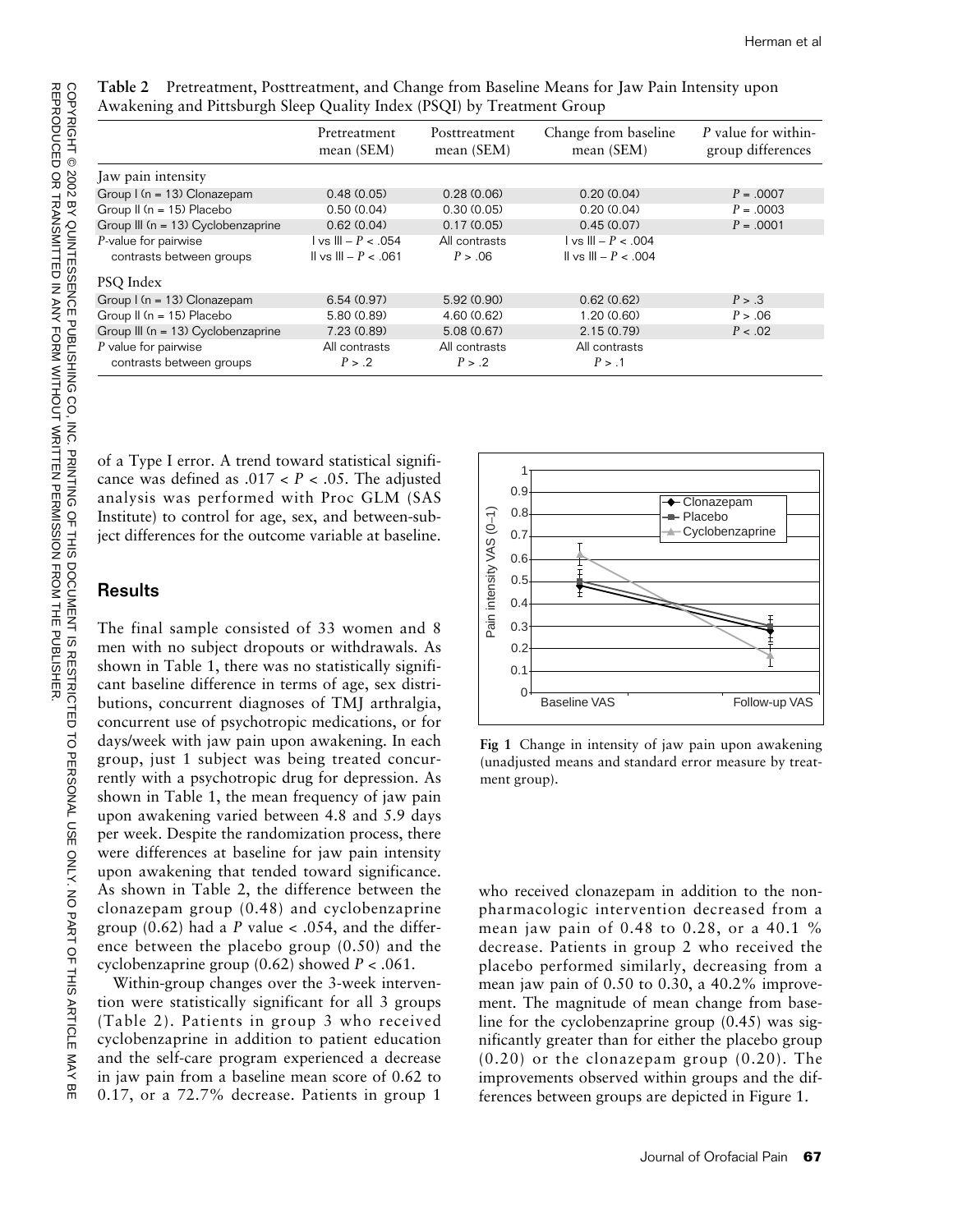**Table 2** Pretreatment, Posttreatment, and Change from Baseline Means for Jaw Pain Intensity upon Awakening and Pittsburgh Sleep Quality Index (PSQI) by Treatment Group

| | Pretreatment mean (SEM) | Posttreatment mean (SEM) | Change from baseline mean (SEM) | *P* value for within-group differences |
|---|---|---|---|---|
| Jaw pain intensity | | | | |
| Group I (n = 13) Clonazepam | 0.48 (0.05) | 0.28 (0.06) | 0.20 (0.04) | $P = .0007$ |
| Group II (n = 15) Placebo | 0.50 (0.04) | 0.30 (0.05) | 0.20 (0.04) | $P = .0003$ |
| Group III (n = 13) Cyclobenzaprine | 0.62 (0.04) | 0.17 (0.05) | 0.45 (0.07) | $P = .0001$ |
| *P*-value for pairwise contrasts between groups | I vs III – $P < .054$ II vs III – $P < .061$ | All contrasts $P > .06$ | I vs III – $P < .004$ II vs III – $P < .004$ | |
| PSQ Index | | | | |
| Group I (n = 13) Clonazepam | 6.54 (0.97) | 5.92 (0.90) | 0.62 (0.62) | $P > .3$ |
| Group II (n = 15) Placebo | 5.80 (0.89) | 4.60 (0.62) | 1.20 (0.60) | $P > .06$ |
| Group III (n = 13) Cyclobenzaprine | 7.23 (0.89) | 5.08 (0.67) | 2.15 (0.79) | $P < .02$ |
| *P* value for pairwise contrasts between groups | All contrasts $P > .2$ | All contrasts $P > .2$ | All contrasts $P > .1$ | |

of a Type I error. A trend toward statistical significance was defined as $.017 < P < .05$. The adjusted analysis was performed with Proc GLM (SAS Institute) to control for age, sex, and between-subject differences for the outcome variable at baseline.

## Results

The final sample consisted of 33 women and 8 men with no subject dropouts or withdrawals. As shown in Table 1, there was no statistically significant baseline difference in terms of age, sex distributions, concurrent diagnoses of TMJ arthralgia, concurrent use of psychotropic medications, or for days/week with jaw pain upon awakening. In each group, just 1 subject was being treated concurrently with a psychotropic drug for depression. As shown in Table 1, the mean frequency of jaw pain upon awakening varied between 4.8 and 5.9 days per week. Despite the randomization process, there were differences at baseline for jaw pain intensity upon awakening that tended toward significance. As shown in Table 2, the difference between the clonazepam group (0.48) and cyclobenzaprine group (0.62) had a *P* value < .054, and the difference between the placebo group (0.50) and the cyclobenzaprine group (0.62) showed $P < .061$.

Within-group changes over the 3-week intervention were statistically significant for all 3 groups (Table 2). Patients in group 3 who received cyclobenzaprine in addition to patient education and the self-care program experienced a decrease in jaw pain from a baseline mean score of 0.62 to 0.17, or a 72.7% decrease. Patients in group 1 who received clonazepam in addition to the nonpharmacologic intervention decreased from a mean jaw pain of 0.48 to 0.28, or a 40.1 % decrease. Patients in group 2 who received the placebo performed similarly, decreasing from a mean jaw pain of 0.50 to 0.30, a 40.2% improvement. The magnitude of mean change from baseline for the cyclobenzaprine group (0.45) was significantly greater than for either the placebo group (0.20) or the clonazepam group (0.20). The improvements observed within groups and the differences between groups are depicted in Figure 1.

**Fig 1** Change in intensity of jaw pain upon awakening (unadjusted means and standard error measure by treatment group).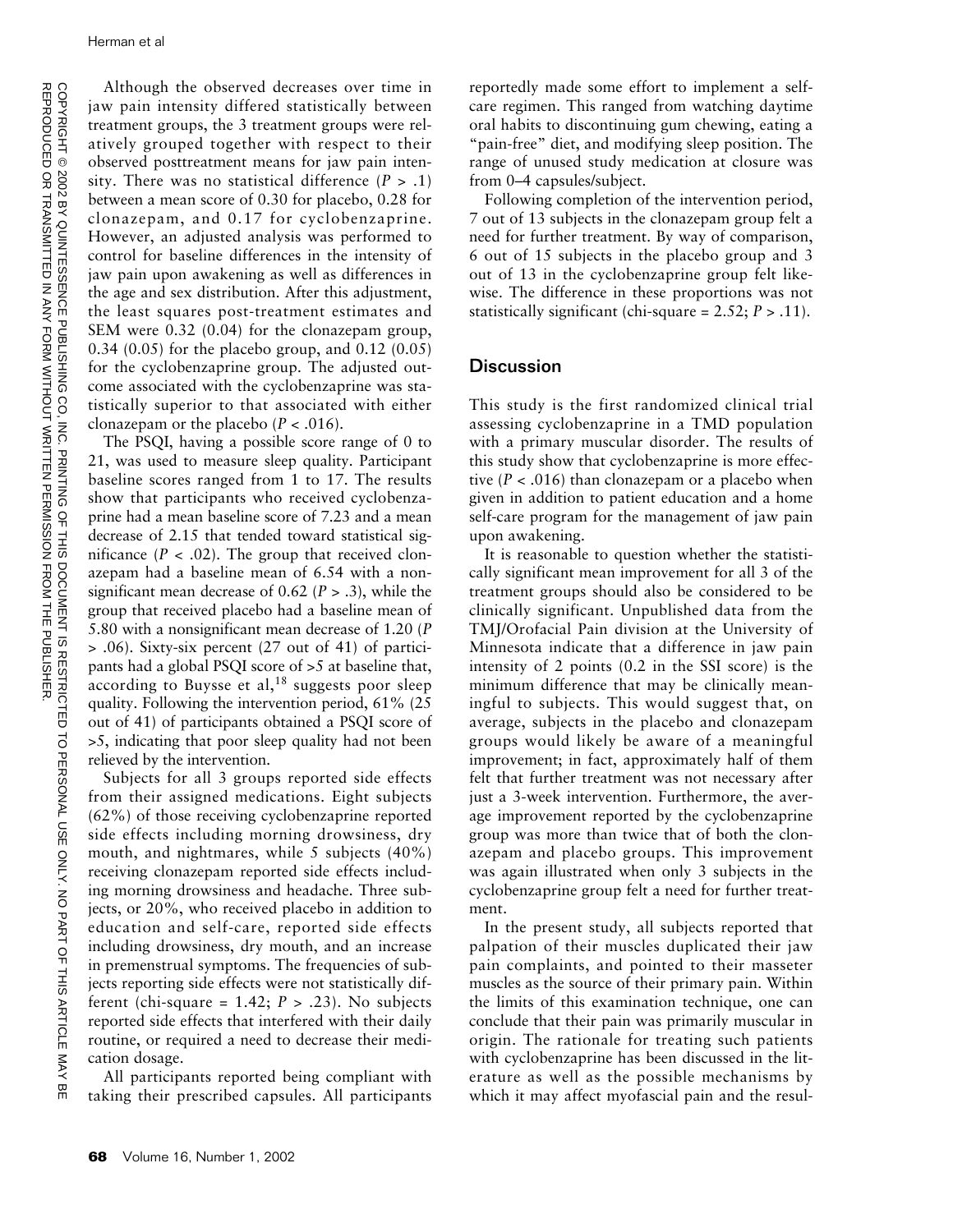Although the observed decreases over time in jaw pain intensity differed statistically between treatment groups, the 3 treatment groups were relatively grouped together with respect to their observed posttreatment means for jaw pain intensity. There was no statistical difference ($P > .1$) between a mean score of 0.30 for placebo, 0.28 for clonazepam, and 0.17 for cyclobenzaprine. However, an adjusted analysis was performed to control for baseline differences in the intensity of jaw pain upon awakening as well as differences in the age and sex distribution. After this adjustment, the least squares post-treatment estimates and SEM were 0.32 (0.04) for the clonazepam group, 0.34 (0.05) for the placebo group, and 0.12 (0.05) for the cyclobenzaprine group. The adjusted outcome associated with the cyclobenzaprine was statistically superior to that associated with either clonazepam or the placebo ($P < .016$).

The PSQI, having a possible score range of 0 to 21, was used to measure sleep quality. Participant baseline scores ranged from 1 to 17. The results show that participants who received cyclobenzaprine had a mean baseline score of 7.23 and a mean decrease of 2.15 that tended toward statistical significance ($P < .02$). The group that received clonazepam had a baseline mean of 6.54 with a nonsignificant mean decrease of 0.62 ($P > .3$), while the group that received placebo had a baseline mean of 5.80 with a nonsignificant mean decrease of 1.20 ($P > .06$). Sixty-six percent (27 out of 41) of participants had a global PSQI score of >5 at baseline that, according to Buysse et al,[18] suggests poor sleep quality. Following the intervention period, 61% (25 out of 41) of participants obtained a PSQI score of >5, indicating that poor sleep quality had not been relieved by the intervention.

Subjects for all 3 groups reported side effects from their assigned medications. Eight subjects (62%) of those receiving cyclobenzaprine reported side effects including morning drowsiness, dry mouth, and nightmares, while 5 subjects (40%) receiving clonazepam reported side effects including morning drowsiness and headache. Three subjects, or 20%, who received placebo in addition to education and self-care, reported side effects including drowsiness, dry mouth, and an increase in premenstrual symptoms. The frequencies of subjects reporting side effects were not statistically different (chi-square = 1.42; $P > .23$). No subjects reported side effects that interfered with their daily routine, or required a need to decrease their medication dosage.

All participants reported being compliant with taking their prescribed capsules. All participants reportedly made some effort to implement a self-care regimen. This ranged from watching daytime oral habits to discontinuing gum chewing, eating a "pain-free" diet, and modifying sleep position. The range of unused study medication at closure was from 0–4 capsules/subject.

Following completion of the intervention period, 7 out of 13 subjects in the clonazepam group felt a need for further treatment. By way of comparison, 6 out of 15 subjects in the placebo group and 3 out of 13 in the cyclobenzaprine group felt likewise. The difference in these proportions was not statistically significant (chi-square = 2.52; $P > .11$).

## Discussion

This study is the first randomized clinical trial assessing cyclobenzaprine in a TMD population with a primary muscular disorder. The results of this study show that cyclobenzaprine is more effective ($P < .016$) than clonazepam or a placebo when given in addition to patient education and a home self-care program for the management of jaw pain upon awakening.

It is reasonable to question whether the statistically significant mean improvement for all 3 of the treatment groups should also be considered to be clinically significant. Unpublished data from the TMJ/Orofacial Pain division at the University of Minnesota indicate that a difference in jaw pain intensity of 2 points (0.2 in the SSI score) is the minimum difference that may be clinically meaningful to subjects. This would suggest that, on average, subjects in the placebo and clonazepam groups would likely be aware of a meaningful improvement; in fact, approximately half of them felt that further treatment was not necessary after just a 3-week intervention. Furthermore, the average improvement reported by the cyclobenzaprine group was more than twice that of both the clonazepam and placebo groups. This improvement was again illustrated when only 3 subjects in the cyclobenzaprine group felt a need for further treatment.

In the present study, all subjects reported that palpation of their muscles duplicated their jaw pain complaints, and pointed to their masseter muscles as the source of their primary pain. Within the limits of this examination technique, one can conclude that their pain was primarily muscular in origin. The rationale for treating such patients with cyclobenzaprine has been discussed in the literature as well as the possible mechanisms by which it may affect myofascial pain and the resul-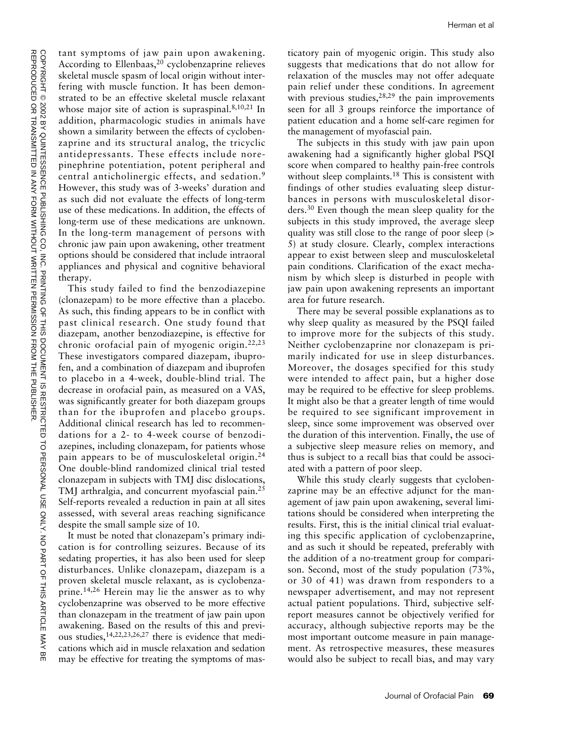tant symptoms of jaw pain upon awakening. According to Ellenbaas,[20] cyclobenzaprine relieves skeletal muscle spasm of local origin without interfering with muscle function. It has been demonstrated to be an effective skeletal muscle relaxant whose major site of action is supraspinal.[8,10,21] In addition, pharmacologic studies in animals have shown a similarity between the effects of cyclobenzaprine and its structural analog, the tricyclic antidepressants. These effects include norepinephrine potentiation, potent peripheral and central anticholinergic effects, and sedation.[9] However, this study was of 3-weeks' duration and as such did not evaluate the effects of long-term use of these medications. In addition, the effects of long-term use of these medications are unknown. In the long-term management of persons with chronic jaw pain upon awakening, other treatment options should be considered that include intraoral appliances and physical and cognitive behavioral therapy.

This study failed to find the benzodiazepine (clonazepam) to be more effective than a placebo. As such, this finding appears to be in conflict with past clinical research. One study found that diazepam, another benzodiazepine, is effective for chronic orofacial pain of myogenic origin.[22,23] These investigators compared diazepam, ibuprofen, and a combination of diazepam and ibuprofen to placebo in a 4-week, double-blind trial. The decrease in orofacial pain, as measured on a VAS, was significantly greater for both diazepam groups than for the ibuprofen and placebo groups. Additional clinical research has led to recommendations for a 2- to 4-week course of benzodiazepines, including clonazepam, for patients whose pain appears to be of musculoskeletal origin.[24] One double-blind randomized clinical trial tested clonazepam in subjects with TMJ disc dislocations, TMJ arthralgia, and concurrent myofascial pain.[25] Self-reports revealed a reduction in pain at all sites assessed, with several areas reaching significance despite the small sample size of 10.

It must be noted that clonazepam's primary indication is for controlling seizures. Because of its sedating properties, it has also been used for sleep disturbances. Unlike clonazepam, diazepam is a proven skeletal muscle relaxant, as is cyclobenzaprine.[14,26] Herein may lie the answer as to why cyclobenzaprine was observed to be more effective than clonazepam in the treatment of jaw pain upon awakening. Based on the results of this and previous studies,[14,22,23,26,27] there is evidence that medications which aid in muscle relaxation and sedation may be effective for treating the symptoms of masticatory pain of myogenic origin. This study also suggests that medications that do not allow for relaxation of the muscles may not offer adequate pain relief under these conditions. In agreement with previous studies,[28,29] the pain improvements seen for all 3 groups reinforce the importance of patient education and a home self-care regimen for the management of myofascial pain.

The subjects in this study with jaw pain upon awakening had a significantly higher global PSQI score when compared to healthy pain-free controls without sleep complaints.[18] This is consistent with findings of other studies evaluating sleep disturbances in persons with musculoskeletal disorders.[30] Even though the mean sleep quality for the subjects in this study improved, the average sleep quality was still close to the range of poor sleep (> 5) at study closure. Clearly, complex interactions appear to exist between sleep and musculoskeletal pain conditions. Clarification of the exact mechanism by which sleep is disturbed in people with jaw pain upon awakening represents an important area for future research.

There may be several possible explanations as to why sleep quality as measured by the PSQI failed to improve more for the subjects of this study. Neither cyclobenzaprine nor clonazepam is primarily indicated for use in sleep disturbances. Moreover, the dosages specified for this study were intended to affect pain, but a higher dose may be required to be effective for sleep problems. It might also be that a greater length of time would be required to see significant improvement in sleep, since some improvement was observed over the duration of this intervention. Finally, the use of a subjective sleep measure relies on memory, and thus is subject to a recall bias that could be associated with a pattern of poor sleep.

While this study clearly suggests that cyclobenzaprine may be an effective adjunct for the management of jaw pain upon awakening, several limitations should be considered when interpreting the results. First, this is the initial clinical trial evaluating this specific application of cyclobenzaprine, and as such it should be repeated, preferably with the addition of a no-treatment group for comparison. Second, most of the study population (73%, or 30 of 41) was drawn from responders to a newspaper advertisement, and may not represent actual patient populations. Third, subjective self-report measures cannot be objectively verified for accuracy, although subjective reports may be the most important outcome measure in pain management. As retrospective measures, these measures would also be subject to recall bias, and may vary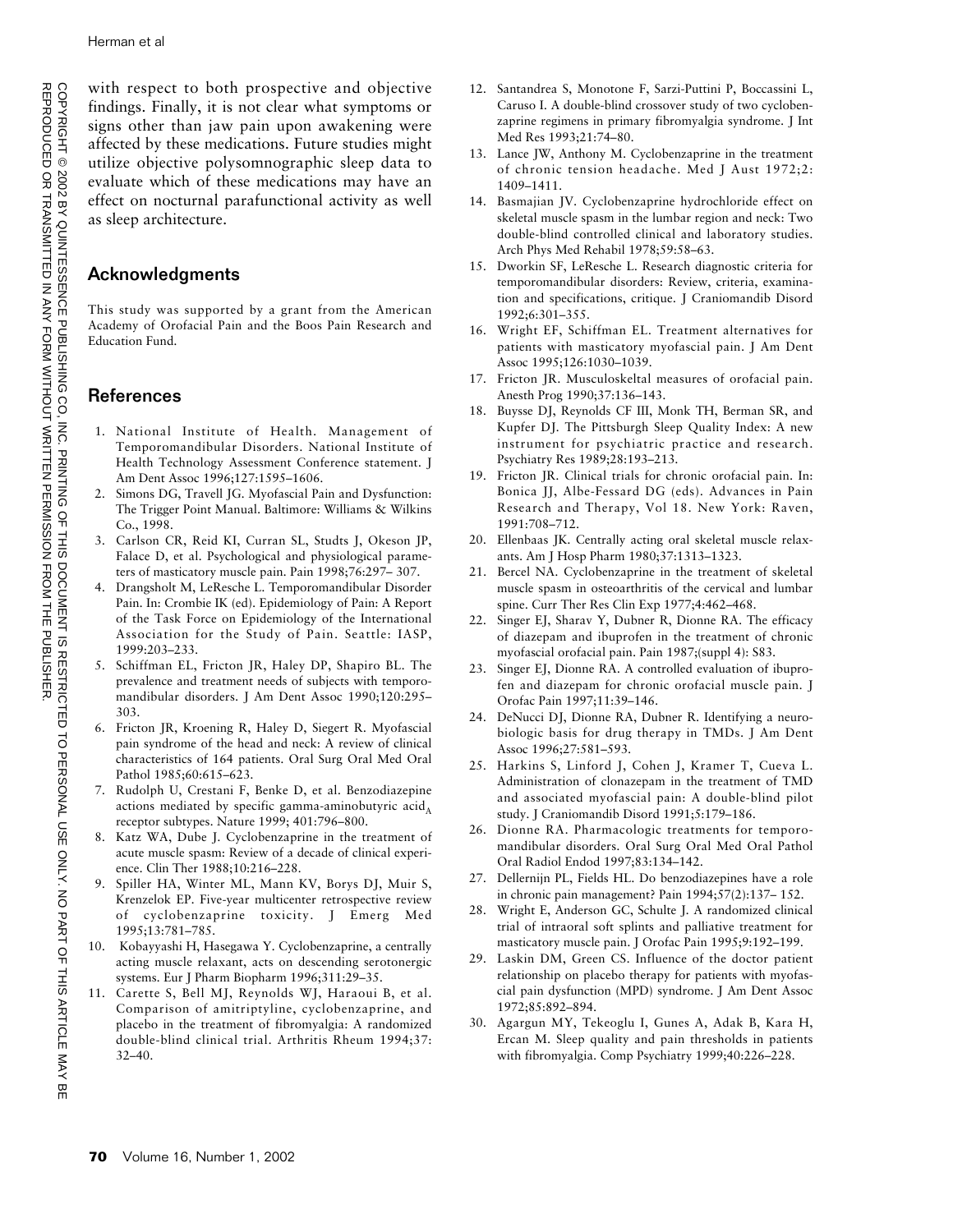with respect to both prospective and objective findings. Finally, it is not clear what symptoms or signs other than jaw pain upon awakening were affected by these medications. Future studies might utilize objective polysomnographic sleep data to evaluate which of these medications may have an effect on nocturnal parafunctional activity as well as sleep architecture.

## Acknowledgments

This study was supported by a grant from the American Academy of Orofacial Pain and the Boos Pain Research and Education Fund.

## References

1. National Institute of Health. Management of Temporomandibular Disorders. National Institute of Health Technology Assessment Conference statement. J Am Dent Assoc 1996;127:1595–1606.
2. Simons DG, Travell JG. Myofascial Pain and Dysfunction: The Trigger Point Manual. Baltimore: Williams & Wilkins Co., 1998.
3. Carlson CR, Reid KI, Curran SL, Studts J, Okeson JP, Falace D, et al. Psychological and physiological parameters of masticatory muscle pain. Pain 1998;76:297– 307.
4. Drangsholt M, LeResche L. Temporomandibular Disorder Pain. In: Crombie IK (ed). Epidemiology of Pain: A Report of the Task Force on Epidemiology of the International Association for the Study of Pain. Seattle: IASP, 1999:203–233.
5. Schiffman EL, Fricton JR, Haley DP, Shapiro BL. The prevalence and treatment needs of subjects with temporomandibular disorders. J Am Dent Assoc 1990;120:295–303.
6. Fricton JR, Kroening R, Haley D, Siegert R. Myofascial pain syndrome of the head and neck: A review of clinical characteristics of 164 patients. Oral Surg Oral Med Oral Pathol 1985;60:615–623.
7. Rudolph U, Crestani F, Benke D, et al. Benzodiazepine actions mediated by specific gamma-aminobutyric $acid_A$ receptor subtypes. Nature 1999; 401:796–800.
8. Katz WA, Dube J. Cyclobenzaprine in the treatment of acute muscle spasm: Review of a decade of clinical experience. Clin Ther 1988;10:216–228.
9. Spiller HA, Winter ML, Mann KV, Borys DJ, Muir S, Krenzelok EP. Five-year multicenter retrospective review of cyclobenzaprine toxicity. J Emerg Med 1995;13:781–785.
10. Kobayyashi H, Hasegawa Y. Cyclobenzaprine, a centrally acting muscle relaxant, acts on descending serotonergic systems. Eur J Pharm Biopharm 1996;311:29–35.
11. Carette S, Bell MJ, Reynolds WJ, Haraoui B, et al. Comparison of amitriptyline, cyclobenzaprine, and placebo in the treatment of fibromyalgia: A randomized double-blind clinical trial. Arthritis Rheum 1994;37: 32–40.
12. Santandrea S, Monotone F, Sarzi-Puttini P, Boccassini L, Caruso I. A double-blind crossover study of two cyclobenzaprine regimens in primary fibromyalgia syndrome. J Int Med Res 1993;21:74–80.
13. Lance JW, Anthony M. Cyclobenzaprine in the treatment of chronic tension headache. Med J Aust 1972;2: 1409–1411.
14. Basmajian JV. Cyclobenzaprine hydrochloride effect on skeletal muscle spasm in the lumbar region and neck: Two double-blind controlled clinical and laboratory studies. Arch Phys Med Rehabil 1978;59:58–63.
15. Dworkin SF, LeResche L. Research diagnostic criteria for temporomandibular disorders: Review, criteria, examination and specifications, critique. J Craniomandib Disord 1992;6:301–355.
16. Wright EF, Schiffman EL. Treatment alternatives for patients with masticatory myofascial pain. J Am Dent Assoc 1995;126:1030–1039.
17. Fricton JR. Musculoskeltal measures of orofacial pain. Anesth Prog 1990;37:136–143.
18. Buysse DJ, Reynolds CF III, Monk TH, Berman SR, and Kupfer DJ. The Pittsburgh Sleep Quality Index: A new instrument for psychiatric practice and research. Psychiatry Res 1989;28:193–213.
19. Fricton JR. Clinical trials for chronic orofacial pain. In: Bonica JJ, Albe-Fessard DG (eds). Advances in Pain Research and Therapy, Vol 18. New York: Raven, 1991:708–712.
20. Ellenbaas JK. Centrally acting oral skeletal muscle relaxants. Am J Hosp Pharm 1980;37:1313–1323.
21. Bercel NA. Cyclobenzaprine in the treatment of skeletal muscle spasm in osteoarthritis of the cervical and lumbar spine. Curr Ther Res Clin Exp 1977;4:462–468.
22. Singer EJ, Sharav Y, Dubner R, Dionne RA. The efficacy of diazepam and ibuprofen in the treatment of chronic myofascial orofacial pain. Pain 1987;(suppl 4): S83.
23. Singer EJ, Dionne RA. A controlled evaluation of ibuprofen and diazepam for chronic orofacial muscle pain. J Orofac Pain 1997;11:39–146.
24. DeNucci DJ, Dionne RA, Dubner R. Identifying a neurobiologic basis for drug therapy in TMDs. J Am Dent Assoc 1996;27:581–593.
25. Harkins S, Linford J, Cohen J, Kramer T, Cueva L. Administration of clonazepam in the treatment of TMD and associated myofascial pain: A double-blind pilot study. J Craniomandib Disord 1991;5:179–186.
26. Dionne RA. Pharmacologic treatments for temporomandibular disorders. Oral Surg Oral Med Oral Pathol Oral Radiol Endod 1997;83:134–142.
27. Dellernijn PL, Fields HL. Do benzodiazepines have a role in chronic pain management? Pain 1994;57(2):137– 152.
28. Wright E, Anderson GC, Schulte J. A randomized clinical trial of intraoral soft splints and palliative treatment for masticatory muscle pain. J Orofac Pain 1995;9:192–199.
29. Laskin DM, Green CS. Influence of the doctor patient relationship on placebo therapy for patients with myofascial pain dysfunction (MPD) syndrome. J Am Dent Assoc 1972;85:892–894.
30. Agargun MY, Tekeoglu I, Gunes A, Adak B, Kara H, Ercan M. Sleep quality and pain thresholds in patients with fibromyalgia. Comp Psychiatry 1999;40:226–228.